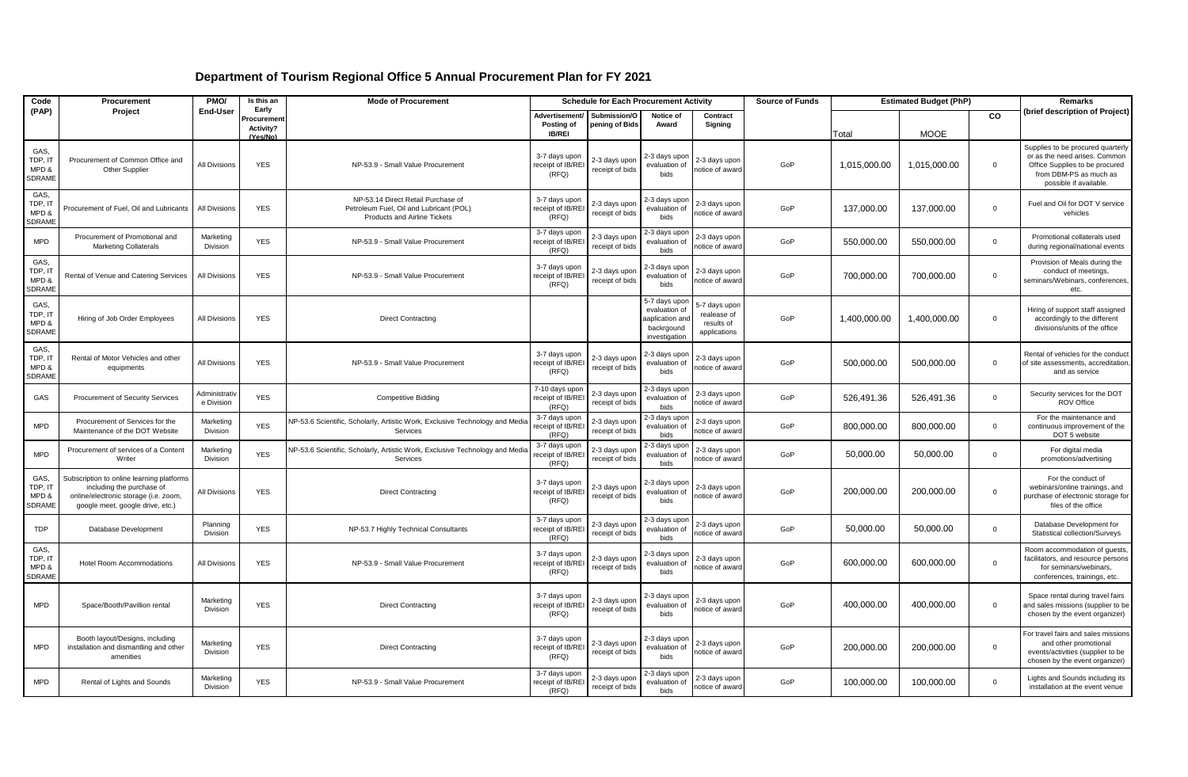# Department of Tourism Regional Office 5 Annual Procurement Plan for FY 2021

| Code (PAP) | Procurement Project | PMO/ End-User | Is this an Early Procurement Activity? (Yes/No) | Mode of Procurement | Schedule for Each Procurement Activity | | | | Source of Funds | Estimated Budget (PhP) | | | Remarks (brief description of Project) |
|---|---|---|---|---|---|---|---|---|---|---|---|---|---|
| | | | | | Advertisement/ Posting of IB/REI | Submission/Opening of Bids | Notice of Award | Contract Signing | | Total | MOOE | CO | |
| GAS, TDP, IT MPD & SDRAME | Procurement of Common Office and Other Supplier | All Divisions | YES | NP-53.9 - Small Value Procurement | 3-7 days upon receipt of IB/REI (RFQ) | 2-3 days upon receipt of bids | 2-3 days upon evaluation of bids | 2-3 days upon notice of award | GoP | 1,015,000.00 | 1,015,000.00 | 0 | Supplies to be procured quarterly or as the need arises. Common Office Supplies to be procured from DBM-PS as much as possible if available. |
| GAS, TDP, IT MPD & SDRAME | Procurement of Fuel, Oil and Lubricants | All Divisions | YES | NP-53.14 Direct Retail Purchase of Petroleum Fuel, Oil and Lubricant (POL) Products and Airline Tickets | 3-7 days upon receipt of IB/REI (RFQ) | 2-3 days upon receipt of bids | 2-3 days upon evaluation of bids | 2-3 days upon notice of award | GoP | 137,000.00 | 137,000.00 | 0 | Fuel and Oil for DOT V service vehicles |
| MPD | Procurement of Promotional and Marketing Collaterals | Marketing Division | YES | NP-53.9 - Small Value Procurement | 3-7 days upon receipt of IB/REI (RFQ) | 2-3 days upon receipt of bids | 2-3 days upon evaluation of bids | 2-3 days upon notice of award | GoP | 550,000.00 | 550,000.00 | 0 | Promotional collaterals used during regional/national events |
| GAS, TDP, IT MPD & SDRAME | Rental of Venue and Catering Services | All Divisions | YES | NP-53.9 - Small Value Procurement | 3-7 days upon receipt of IB/REI (RFQ) | 2-3 days upon receipt of bids | 2-3 days upon evaluation of bids | 2-3 days upon notice of award | GoP | 700,000.00 | 700,000.00 | 0 | Provision of Meals during the conduct of meetings, seminars/Webinars, conferences, etc. |
| GAS, TDP, IT MPD & SDRAME | Hiring of Job Order Employees | All Divisions | YES | Direct Contracting | | | 5-7 days upon evaluation of aapplication and backrgound investigation | 5-7 days upon realease of results of applications | GoP | 1,400,000.00 | 1,400,000.00 | 0 | Hiring of support staff assigned accordingly to the different divisions/units of the office |
| GAS, TDP, IT MPD & SDRAME | Rental of Motor Vehicles and other equipments | All Divisions | YES | NP-53.9 - Small Value Procurement | 3-7 days upon receipt of IB/REI (RFQ) | 2-3 days upon receipt of bids | 2-3 days upon evaluation of bids | 2-3 days upon notice of award | GoP | 500,000.00 | 500,000.00 | 0 | Rental of vehicles for the conduct of site assessments, accreditation, and as service |
| GAS | Procurement of Security Services | Administrative Division | YES | Competitive Bidding | 7-10 days upon receipt of IB/REI (RFQ) | 2-3 days upon receipt of bids | 2-3 days upon evaluation of bids | 2-3 days upon notice of award | GoP | 526,491.36 | 526,491.36 | 0 | Security services for the DOT ROV Office |
| MPD | Procurement of Services for the Maintenance of the DOT Website | Marketing Division | YES | NP-53.6 Scientific, Scholarly, Artistic Work, Exclusive Technology and Media Services | 3-7 days upon receipt of IB/REI (RFQ) | 2-3 days upon receipt of bids | 2-3 days upon evaluation of bids | 2-3 days upon notice of award | GoP | 800,000.00 | 800,000.00 | 0 | For the maintenance and continuous improvement of the DOT 5 website |
| MPD | Procurement of services of a Content Writer | Marketing Division | YES | NP-53.6 Scientific, Scholarly, Artistic Work, Exclusive Technology and Media Services | 3-7 days upon receipt of IB/REI (RFQ) | 2-3 days upon receipt of bids | 2-3 days upon evaluation of bids | 2-3 days upon notice of award | GoP | 50,000.00 | 50,000.00 | 0 | For digital media promotions/advertising |
| GAS, TDP, IT MPD & SDRAME | Subscription to online learning platforms including the purchase of online/electronic storage (i.e. zoom, google meet, google drive, etc.) | All Divisions | YES | Direct Contracting | 3-7 days upon receipt of IB/REI (RFQ) | 2-3 days upon receipt of bids | 2-3 days upon evaluation of bids | 2-3 days upon notice of award | GoP | 200,000.00 | 200,000.00 | 0 | For the conduct of webinars/online trainings, and purchase of electronic storage for files of the office |
| TDP | Database Development | Planning Division | YES | NP-53.7 Highly Technical Consultants | 3-7 days upon receipt of IB/REI (RFQ) | 2-3 days upon receipt of bids | 2-3 days upon evaluation of bids | 2-3 days upon notice of award | GoP | 50,000.00 | 50,000.00 | 0 | Database Development for Statistical collection/Surveys |
| GAS, TDP, IT MPD & SDRAME | Hotel Room Accommodations | All Divisions | YES | NP-53.9 - Small Value Procurement | 3-7 days upon receipt of IB/REI (RFQ) | 2-3 days upon receipt of bids | 2-3 days upon evaluation of bids | 2-3 days upon notice of award | GoP | 600,000.00 | 600,000.00 | 0 | Room accommodation of guests, facilitators, and resource persons for seminars/webinars, conferences, trainings, etc. |
| MPD | Space/Booth/Pavillion rental | Marketing Division | YES | Direct Contracting | 3-7 days upon receipt of IB/REI (RFQ) | 2-3 days upon receipt of bids | 2-3 days upon evaluation of bids | 2-3 days upon notice of award | GoP | 400,000.00 | 400,000.00 | 0 | Space rental during travel fairs and sales missions (supplier to be chosen by the event organizer) |
| MPD | Booth layout/Designs, including installation and dismantling and other amenities | Marketing Division | YES | Direct Contracting | 3-7 days upon receipt of IB/REI (RFQ) | 2-3 days upon receipt of bids | 2-3 days upon evaluation of bids | 2-3 days upon notice of award | GoP | 200,000.00 | 200,000.00 | 0 | For travel fairs and sales missions and other promotional events/activities (supplier to be chosen by the event organizer) |
| MPD | Rental of Lights and Sounds | Marketing Division | YES | NP-53.9 - Small Value Procurement | 3-7 days upon receipt of IB/REI (RFQ) | 2-3 days upon receipt of bids | 2-3 days upon evaluation of bids | 2-3 days upon notice of award | GoP | 100,000.00 | 100,000.00 | 0 | Lights and Sounds including its installation at the event venue |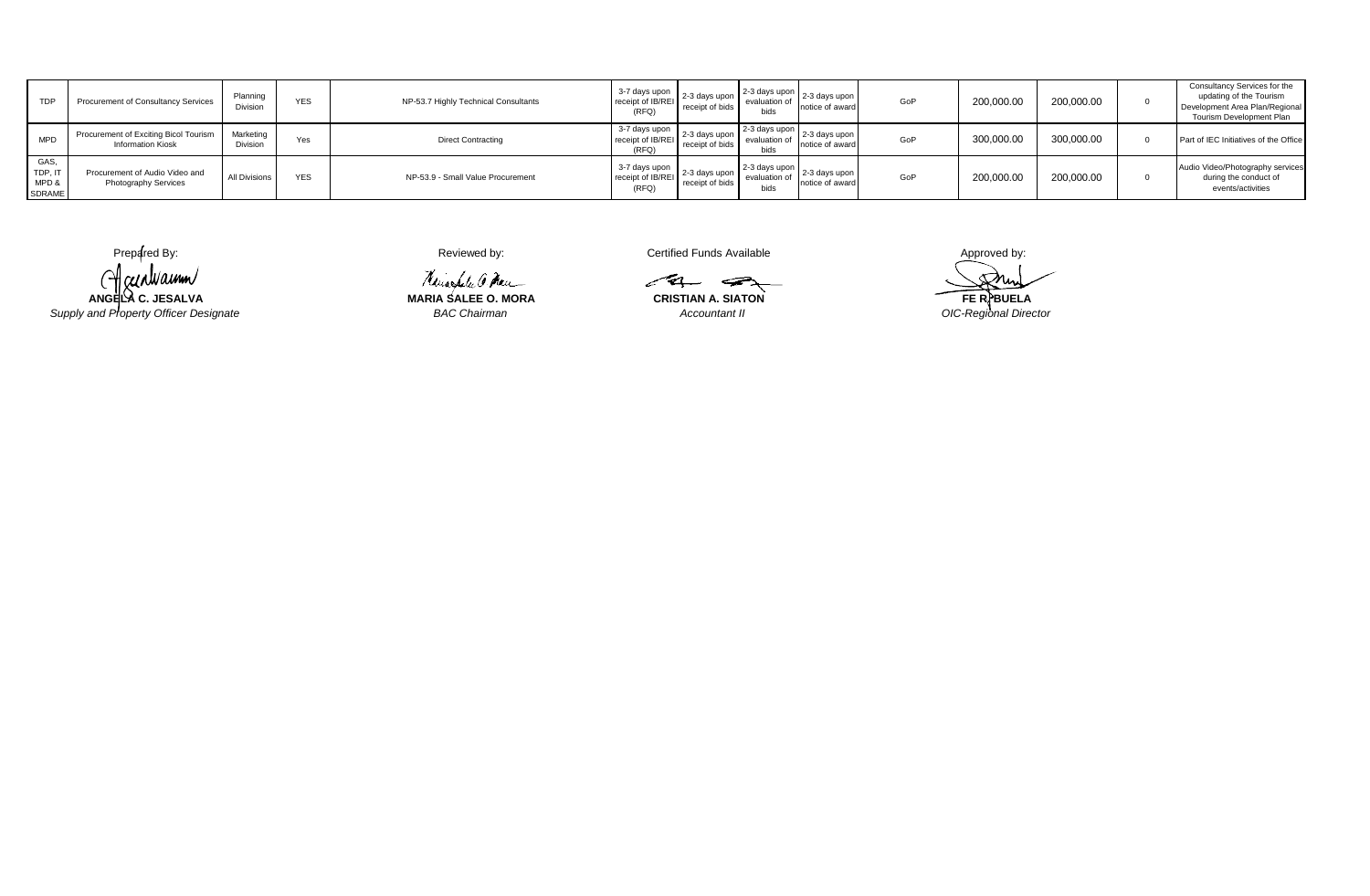| | | | | | | | | | | | | | |
|---|---|---|---|---|---|---|---|---|---|---|---|---|---|
| TDP | Procurement of Consultancy Services | Planning Division | YES | NP-53.7 Highly Technical Consultants | 3-7 days upon receipt of IB/REI (RFQ) | 2-3 days upon receipt of bids | 2-3 days upon evaluation of bids | 2-3 days upon notice of award | GoP | 200,000.00 | 200,000.00 | 0 | Consultancy Services for the updating of the Tourism Development Area Plan/Regional Tourism Development Plan |
| MPD | Procurement of Exciting Bicol Tourism Information Kiosk | Marketing Division | Yes | Direct Contracting | 3-7 days upon receipt of IB/REI (RFQ) | 2-3 days upon receipt of bids | 2-3 days upon evaluation of bids | 2-3 days upon notice of award | GoP | 300,000.00 | 300,000.00 | 0 | Part of IEC Initiatives of the Office |
| GAS, TDP, IT MPD & SDRAME | Procurement of Audio Video and Photography Services | All Divisions | YES | NP-53.9 - Small Value Procurement | 3-7 days upon receipt of IB/REI (RFQ) | 2-3 days upon receipt of bids | 2-3 days upon evaluation of bids | 2-3 days upon notice of award | GoP | 200,000.00 | 200,000.00 | 0 | Audio Video/Photography services during the conduct of events/activities |

Prepared By:

**ANGELA C. JESALVA**
*Supply and Property Officer Designate*

Reviewed by:

**MARIA SALEE O. MORA**
*BAC Chairman*

Certified Funds Available

**CRISTIAN A. SIATON**
*Accountant II*

Approved by:

**FE R. BUELA**
*OIC-Regional Director*